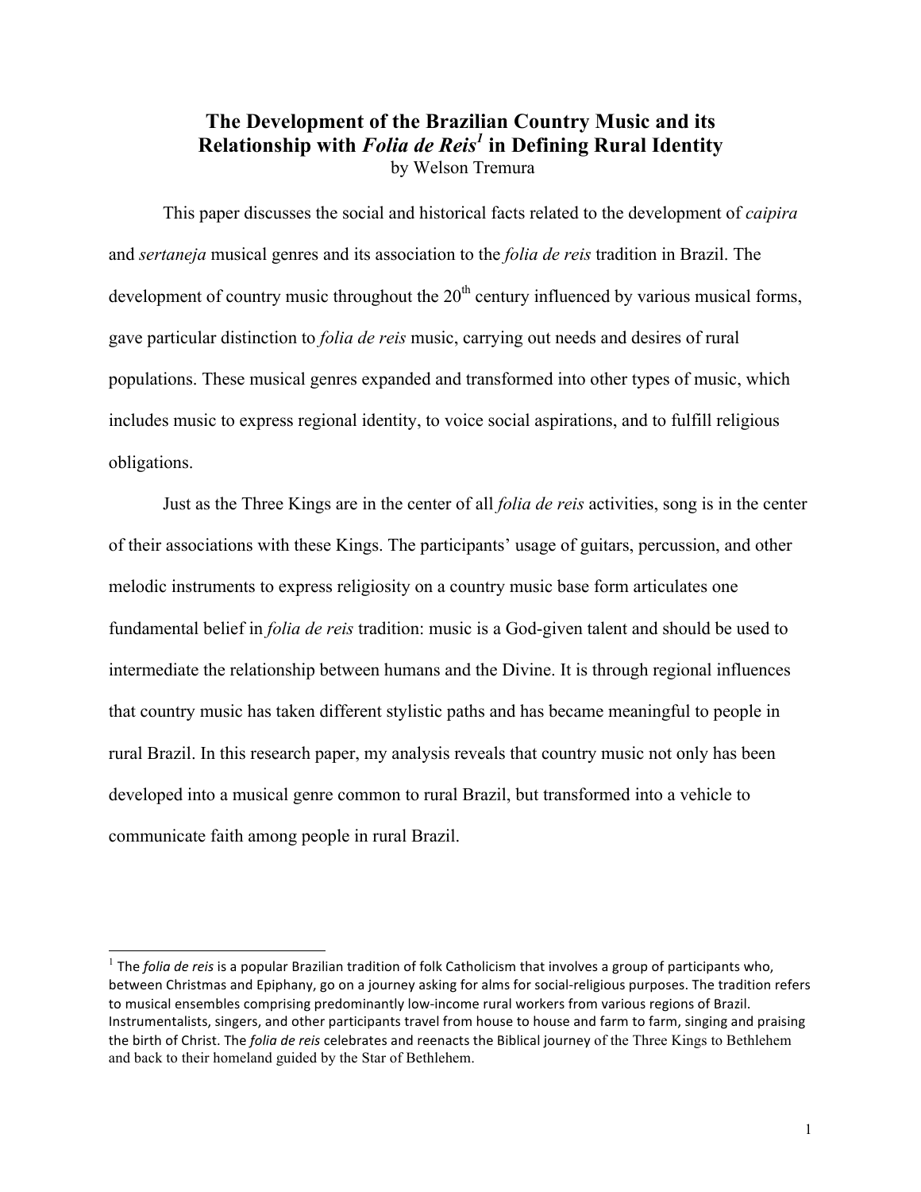# The Development of the Brazilian Country Music and its Relationship with *Folia de Reis*[1] in Defining Rural Identity

by Welson Tremura

This paper discusses the social and historical facts related to the development of *caipira* and *sertaneja* musical genres and its association to the *folia de reis* tradition in Brazil. The development of country music throughout the 20th century influenced by various musical forms, gave particular distinction to *folia de reis* music, carrying out needs and desires of rural populations. These musical genres expanded and transformed into other types of music, which includes music to express regional identity, to voice social aspirations, and to fulfill religious obligations.

Just as the Three Kings are in the center of all *folia de reis* activities, song is in the center of their associations with these Kings. The participants' usage of guitars, percussion, and other melodic instruments to express religiosity on a country music base form articulates one fundamental belief in *folia de reis* tradition: music is a God-given talent and should be used to intermediate the relationship between humans and the Divine. It is through regional influences that country music has taken different stylistic paths and has became meaningful to people in rural Brazil. In this research paper, my analysis reveals that country music not only has been developed into a musical genre common to rural Brazil, but transformed into a vehicle to communicate faith among people in rural Brazil.

---

[1] The *folia de reis* is a popular Brazilian tradition of folk Catholicism that involves a group of participants who, between Christmas and Epiphany, go on a journey asking for alms for social-religious purposes. The tradition refers to musical ensembles comprising predominantly low-income rural workers from various regions of Brazil. Instrumentalists, singers, and other participants travel from house to house and farm to farm, singing and praising the birth of Christ. The *folia de reis* celebrates and reenacts the Biblical journey of the Three Kings to Bethlehem and back to their homeland guided by the Star of Bethlehem.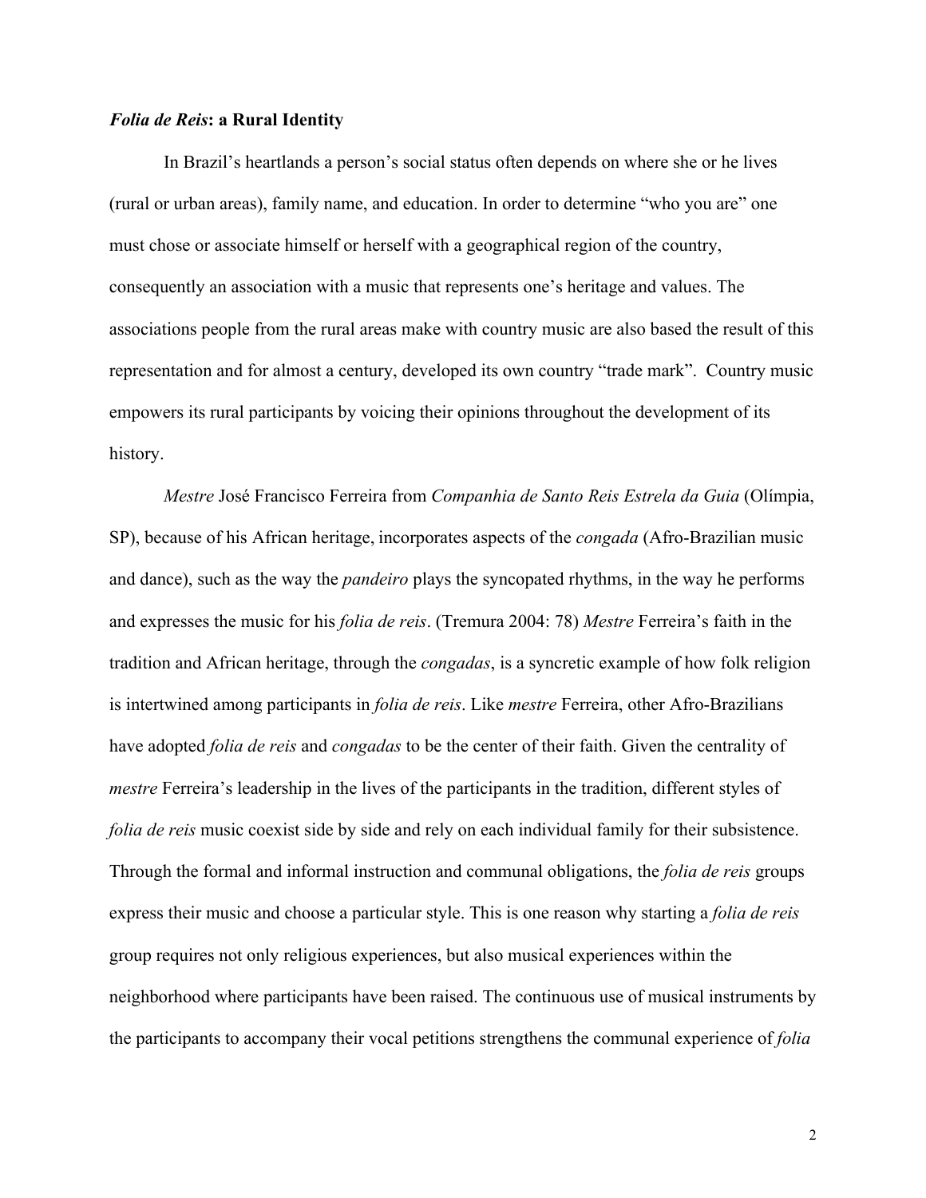### *Folia de Reis*: a Rural Identity

In Brazil's heartlands a person's social status often depends on where she or he lives (rural or urban areas), family name, and education. In order to determine "who you are" one must chose or associate himself or herself with a geographical region of the country, consequently an association with a music that represents one's heritage and values. The associations people from the rural areas make with country music are also based the result of this representation and for almost a century, developed its own country "trade mark". Country music empowers its rural participants by voicing their opinions throughout the development of its history.

*Mestre* José Francisco Ferreira from *Companhia de Santo Reis Estrela da Guia* (Olímpia, SP), because of his African heritage, incorporates aspects of the *congada* (Afro-Brazilian music and dance), such as the way the *pandeiro* plays the syncopated rhythms, in the way he performs and expresses the music for his *folia de reis*. (Tremura 2004: 78) *Mestre* Ferreira's faith in the tradition and African heritage, through the *congadas*, is a syncretic example of how folk religion is intertwined among participants in *folia de reis*. Like *mestre* Ferreira, other Afro-Brazilians have adopted *folia de reis* and *congadas* to be the center of their faith. Given the centrality of *mestre* Ferreira's leadership in the lives of the participants in the tradition, different styles of *folia de reis* music coexist side by side and rely on each individual family for their subsistence. Through the formal and informal instruction and communal obligations, the *folia de reis* groups express their music and choose a particular style. This is one reason why starting a *folia de reis* group requires not only religious experiences, but also musical experiences within the neighborhood where participants have been raised. The continuous use of musical instruments by the participants to accompany their vocal petitions strengthens the communal experience of *folia*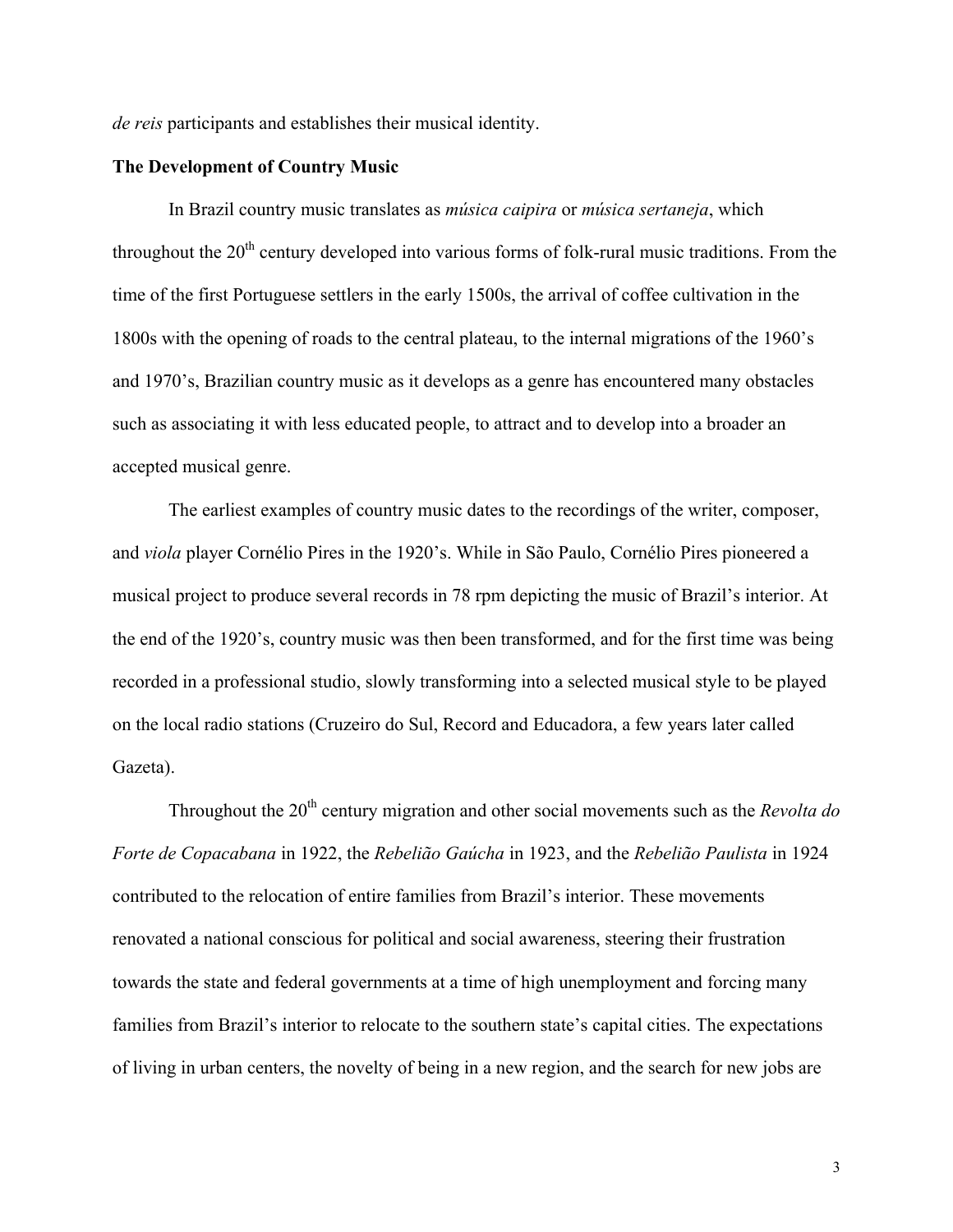*de reis* participants and establishes their musical identity.

**The Development of Country Music**

In Brazil country music translates as *música caipira* or *música sertaneja*, which throughout the 20th century developed into various forms of folk-rural music traditions. From the time of the first Portuguese settlers in the early 1500s, the arrival of coffee cultivation in the 1800s with the opening of roads to the central plateau, to the internal migrations of the 1960's and 1970's, Brazilian country music as it develops as a genre has encountered many obstacles such as associating it with less educated people, to attract and to develop into a broader an accepted musical genre.

The earliest examples of country music dates to the recordings of the writer, composer, and *viola* player Cornélio Pires in the 1920's. While in São Paulo, Cornélio Pires pioneered a musical project to produce several records in 78 rpm depicting the music of Brazil's interior. At the end of the 1920's, country music was then been transformed, and for the first time was being recorded in a professional studio, slowly transforming into a selected musical style to be played on the local radio stations (Cruzeiro do Sul, Record and Educadora, a few years later called Gazeta).

Throughout the 20th century migration and other social movements such as the *Revolta do Forte de Copacabana* in 1922, the *Rebelião Gaúcha* in 1923, and the *Rebelião Paulista* in 1924 contributed to the relocation of entire families from Brazil's interior. These movements renovated a national conscious for political and social awareness, steering their frustration towards the state and federal governments at a time of high unemployment and forcing many families from Brazil's interior to relocate to the southern state's capital cities. The expectations of living in urban centers, the novelty of being in a new region, and the search for new jobs are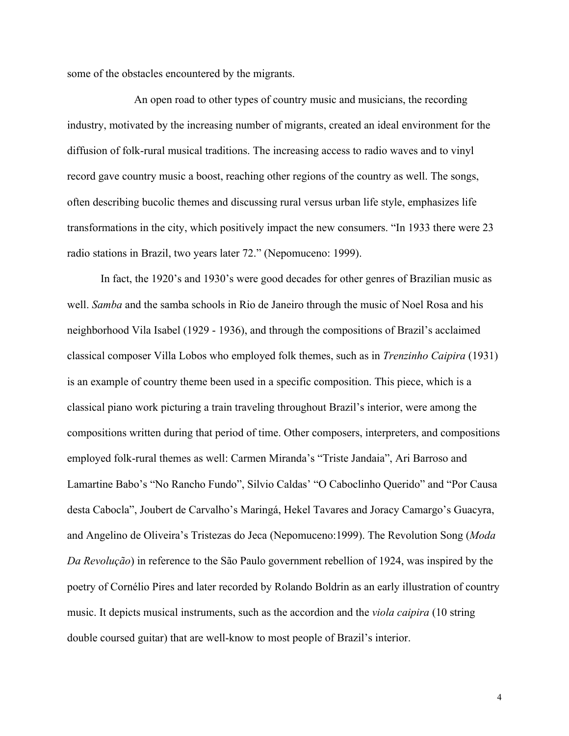some of the obstacles encountered by the migrants.

An open road to other types of country music and musicians, the recording industry, motivated by the increasing number of migrants, created an ideal environment for the diffusion of folk-rural musical traditions. The increasing access to radio waves and to vinyl record gave country music a boost, reaching other regions of the country as well. The songs, often describing bucolic themes and discussing rural versus urban life style, emphasizes life transformations in the city, which positively impact the new consumers. "In 1933 there were 23 radio stations in Brazil, two years later 72." (Nepomuceno: 1999).

In fact, the 1920's and 1930's were good decades for other genres of Brazilian music as well. *Samba* and the samba schools in Rio de Janeiro through the music of Noel Rosa and his neighborhood Vila Isabel (1929 - 1936), and through the compositions of Brazil's acclaimed classical composer Villa Lobos who employed folk themes, such as in *Trenzinho Caipira* (1931) is an example of country theme been used in a specific composition. This piece, which is a classical piano work picturing a train traveling throughout Brazil's interior, were among the compositions written during that period of time. Other composers, interpreters, and compositions employed folk-rural themes as well: Carmen Miranda's "Triste Jandaia", Ari Barroso and Lamartine Babo's "No Rancho Fundo", Silvio Caldas' "O Caboclinho Querido" and "Por Causa desta Cabocla", Joubert de Carvalho's Maringá, Hekel Tavares and Joracy Camargo's Guacyra, and Angelino de Oliveira's Tristezas do Jeca (Nepomuceno:1999). The Revolution Song (*Moda Da Revolução*) in reference to the São Paulo government rebellion of 1924, was inspired by the poetry of Cornélio Pires and later recorded by Rolando Boldrin as an early illustration of country music. It depicts musical instruments, such as the accordion and the *viola caipira* (10 string double coursed guitar) that are well-know to most people of Brazil's interior.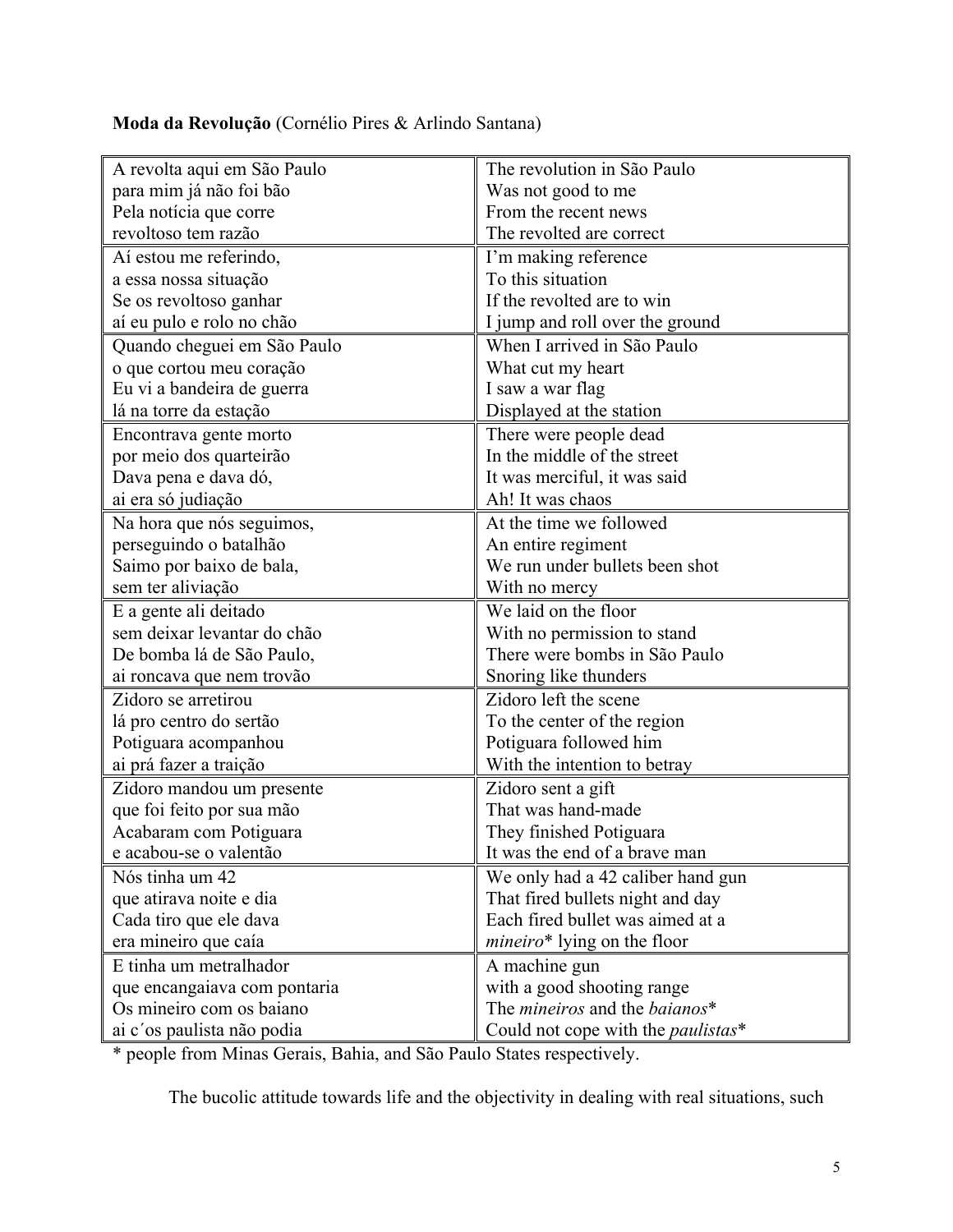**Moda da Revolução** (Cornélio Pires & Arlindo Santana)

| | |
|---|---|
| A revolta aqui em São Paulo<br>para mim já não foi bão<br>Pela notícia que corre<br>revoltoso tem razão | The revolution in São Paulo<br>Was not good to me<br>From the recent news<br>The revolted are correct |
| Aí estou me referindo,<br>a essa nossa situação<br>Se os revoltoso ganhar<br>aí eu pulo e rolo no chão | I'm making reference<br>To this situation<br>If the revolted are to win<br>I jump and roll over the ground |
| Quando cheguei em São Paulo<br>o que cortou meu coração<br>Eu vi a bandeira de guerra<br>lá na torre da estação | When I arrived in São Paulo<br>What cut my heart<br>I saw a war flag<br>Displayed at the station |
| Encontrava gente morto<br>por meio dos quarteirão<br>Dava pena e dava dó,<br>ai era só judiação | There were people dead<br>In the middle of the street<br>It was merciful, it was said<br>Ah! It was chaos |
| Na hora que nós seguimos,<br>perseguindo o batalhão<br>Saimo por baixo de bala,<br>sem ter aliviação | At the time we followed<br>An entire regiment<br>We run under bullets been shot<br>With no mercy |
| E a gente ali deitado<br>sem deixar levantar do chão<br>De bomba lá de São Paulo,<br>ai roncava que nem trovão | We laid on the floor<br>With no permission to stand<br>There were bombs in São Paulo<br>Snoring like thunders |
| Zidoro se arretirou<br>lá pro centro do sertão<br>Potiguara acompanhou<br>ai prá fazer a traição | Zidoro left the scene<br>To the center of the region<br>Potiguara followed him<br>With the intention to betray |
| Zidoro mandou um presente<br>que foi feito por sua mão<br>Acabaram com Potiguara<br>e acabou-se o valentão | Zidoro sent a gift<br>That was hand-made<br>They finished Potiguara<br>It was the end of a brave man |
| Nós tinha um 42<br>que atirava noite e dia<br>Cada tiro que ele dava<br>era mineiro que caía | We only had a 42 caliber hand gun<br>That fired bullets night and day<br>Each fired bullet was aimed at a<br>*mineiro** lying on the floor |
| E tinha um metralhador<br>que encangaiava com pontaria<br>Os mineiro com os baiano<br>ai c´os paulista não podia | A machine gun<br>with a good shooting range<br>The *mineiros* and the *baianos**<br>Could not cope with the *paulistas** |

\* people from Minas Gerais, Bahia, and São Paulo States respectively.

The bucolic attitude towards life and the objectivity in dealing with real situations, such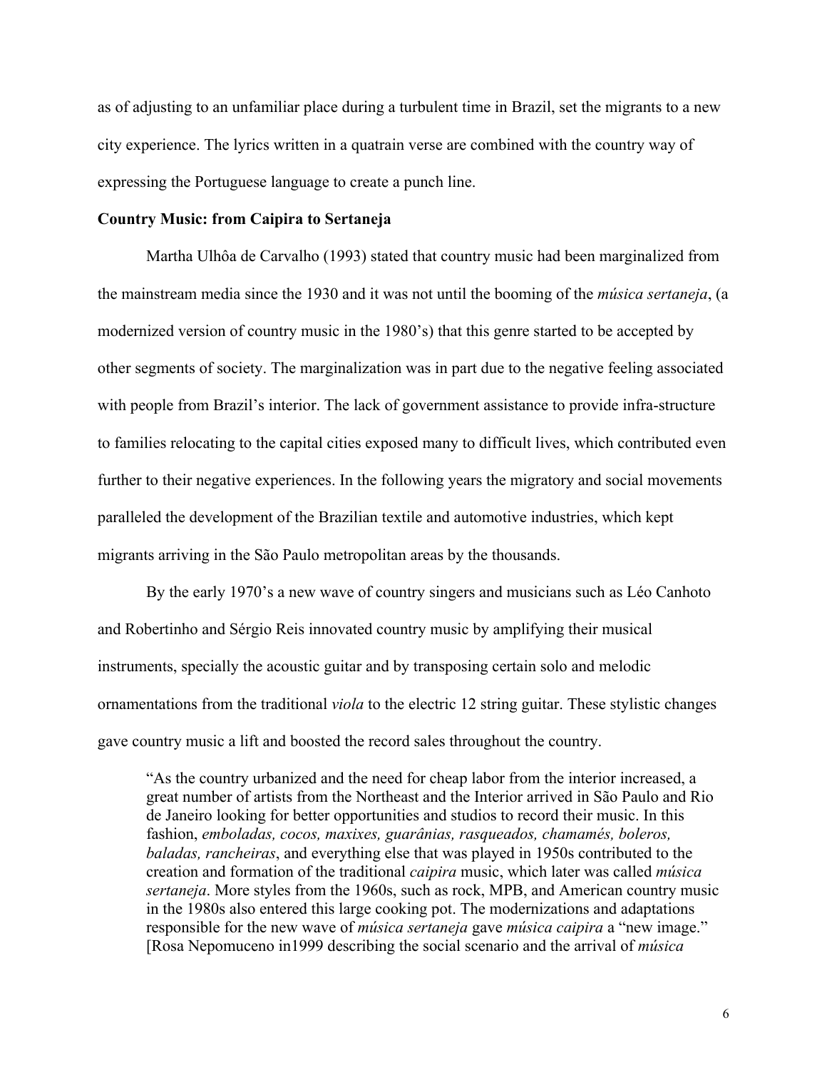as of adjusting to an unfamiliar place during a turbulent time in Brazil, set the migrants to a new city experience. The lyrics written in a quatrain verse are combined with the country way of expressing the Portuguese language to create a punch line.

**Country Music: from Caipira to Sertaneja**

Martha Ulhôa de Carvalho (1993) stated that country music had been marginalized from the mainstream media since the 1930 and it was not until the booming of the *música sertaneja*, (a modernized version of country music in the 1980's) that this genre started to be accepted by other segments of society. The marginalization was in part due to the negative feeling associated with people from Brazil's interior. The lack of government assistance to provide infra-structure to families relocating to the capital cities exposed many to difficult lives, which contributed even further to their negative experiences. In the following years the migratory and social movements paralleled the development of the Brazilian textile and automotive industries, which kept migrants arriving in the São Paulo metropolitan areas by the thousands.

By the early 1970's a new wave of country singers and musicians such as Léo Canhoto and Robertinho and Sérgio Reis innovated country music by amplifying their musical instruments, specially the acoustic guitar and by transposing certain solo and melodic ornamentations from the traditional *viola* to the electric 12 string guitar. These stylistic changes gave country music a lift and boosted the record sales throughout the country.

> "As the country urbanized and the need for cheap labor from the interior increased, a great number of artists from the Northeast and the Interior arrived in São Paulo and Rio de Janeiro looking for better opportunities and studios to record their music. In this fashion, *emboladas, cocos, maxixes, guarânias, rasqueados, chamamés, boleros, baladas, rancheiras*, and everything else that was played in 1950s contributed to the creation and formation of the traditional *caipira* music, which later was called *música sertaneja*. More styles from the 1960s, such as rock, MPB, and American country music in the 1980s also entered this large cooking pot. The modernizations and adaptations responsible for the new wave of *música sertaneja* gave *música caipira* a "new image." [Rosa Nepomuceno in1999 describing the social scenario and the arrival of *música*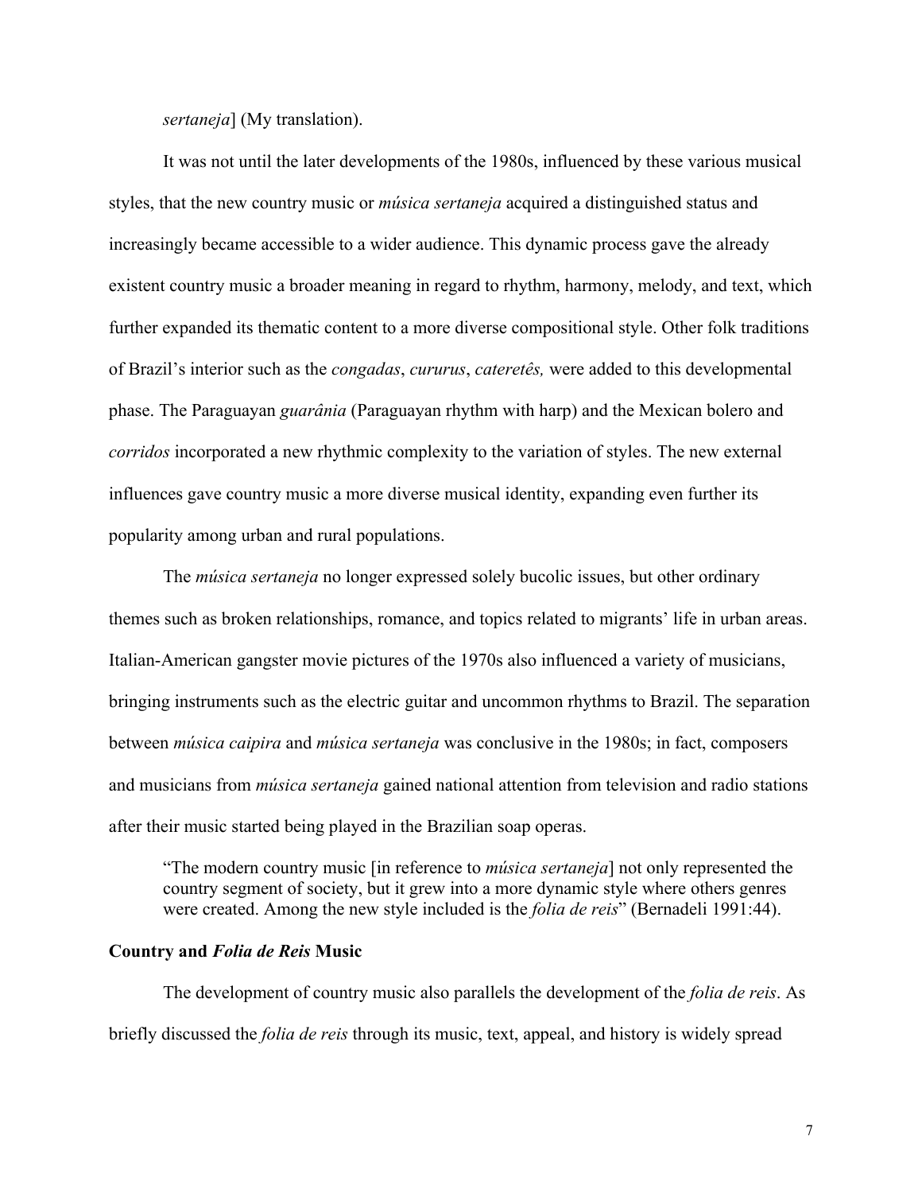*sertaneja*] (My translation).

It was not until the later developments of the 1980s, influenced by these various musical styles, that the new country music or *música sertaneja* acquired a distinguished status and increasingly became accessible to a wider audience. This dynamic process gave the already existent country music a broader meaning in regard to rhythm, harmony, melody, and text, which further expanded its thematic content to a more diverse compositional style. Other folk traditions of Brazil's interior such as the *congadas*, *cururus*, *cateretês,* were added to this developmental phase. The Paraguayan *guarânia* (Paraguayan rhythm with harp) and the Mexican bolero and *corridos* incorporated a new rhythmic complexity to the variation of styles. The new external influences gave country music a more diverse musical identity, expanding even further its popularity among urban and rural populations.

The *música sertaneja* no longer expressed solely bucolic issues, but other ordinary themes such as broken relationships, romance, and topics related to migrants' life in urban areas. Italian-American gangster movie pictures of the 1970s also influenced a variety of musicians, bringing instruments such as the electric guitar and uncommon rhythms to Brazil. The separation between *música caipira* and *música sertaneja* was conclusive in the 1980s; in fact, composers and musicians from *música sertaneja* gained national attention from television and radio stations after their music started being played in the Brazilian soap operas.

> "The modern country music [in reference to *música sertaneja*] not only represented the country segment of society, but it grew into a more dynamic style where others genres were created. Among the new style included is the *folia de reis*" (Bernadeli 1991:44).

### Country and *Folia de Reis* Music

The development of country music also parallels the development of the *folia de reis*. As briefly discussed the *folia de reis* through its music, text, appeal, and history is widely spread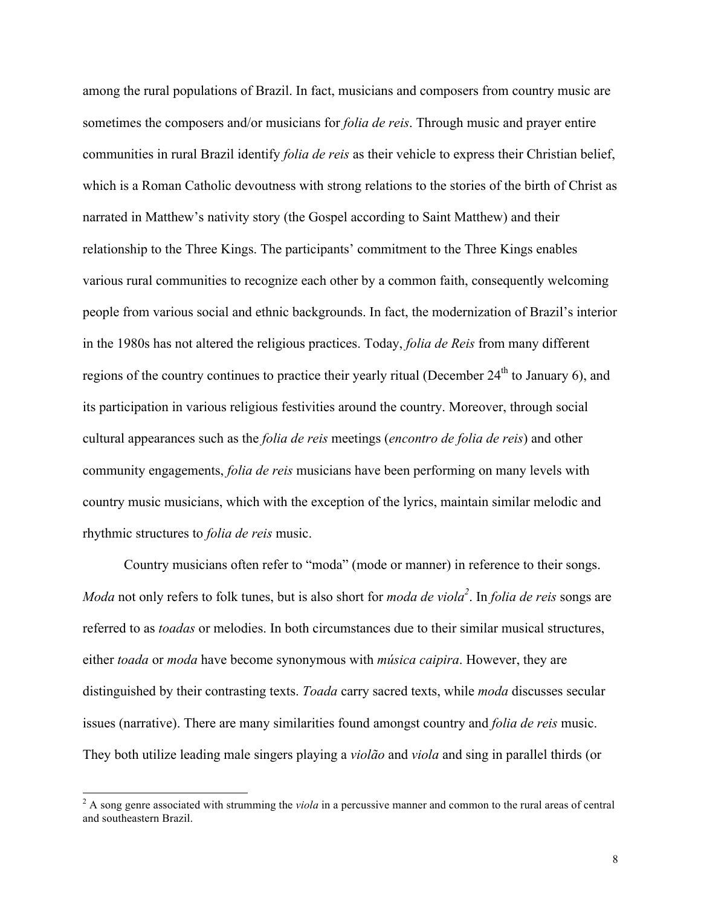among the rural populations of Brazil. In fact, musicians and composers from country music are sometimes the composers and/or musicians for *folia de reis*. Through music and prayer entire communities in rural Brazil identify *folia de reis* as their vehicle to express their Christian belief, which is a Roman Catholic devoutness with strong relations to the stories of the birth of Christ as narrated in Matthew's nativity story (the Gospel according to Saint Matthew) and their relationship to the Three Kings. The participants' commitment to the Three Kings enables various rural communities to recognize each other by a common faith, consequently welcoming people from various social and ethnic backgrounds. In fact, the modernization of Brazil's interior in the 1980s has not altered the religious practices. Today, *folia de Reis* from many different regions of the country continues to practice their yearly ritual (December 24th to January 6), and its participation in various religious festivities around the country. Moreover, through social cultural appearances such as the *folia de reis* meetings (*encontro de folia de reis*) and other community engagements, *folia de reis* musicians have been performing on many levels with country music musicians, which with the exception of the lyrics, maintain similar melodic and rhythmic structures to *folia de reis* music.

Country musicians often refer to "moda" (mode or manner) in reference to their songs. *Moda* not only refers to folk tunes, but is also short for *moda de viola*[2]. In *folia de reis* songs are referred to as *toadas* or melodies. In both circumstances due to their similar musical structures, either *toada* or *moda* have become synonymous with *música caipira*. However, they are distinguished by their contrasting texts. *Toada* carry sacred texts, while *moda* discusses secular issues (narrative). There are many similarities found amongst country and *folia de reis* music. They both utilize leading male singers playing a *violão* and *viola* and sing in parallel thirds (or

[2] A song genre associated with strumming the *viola* in a percussive manner and common to the rural areas of central and southeastern Brazil.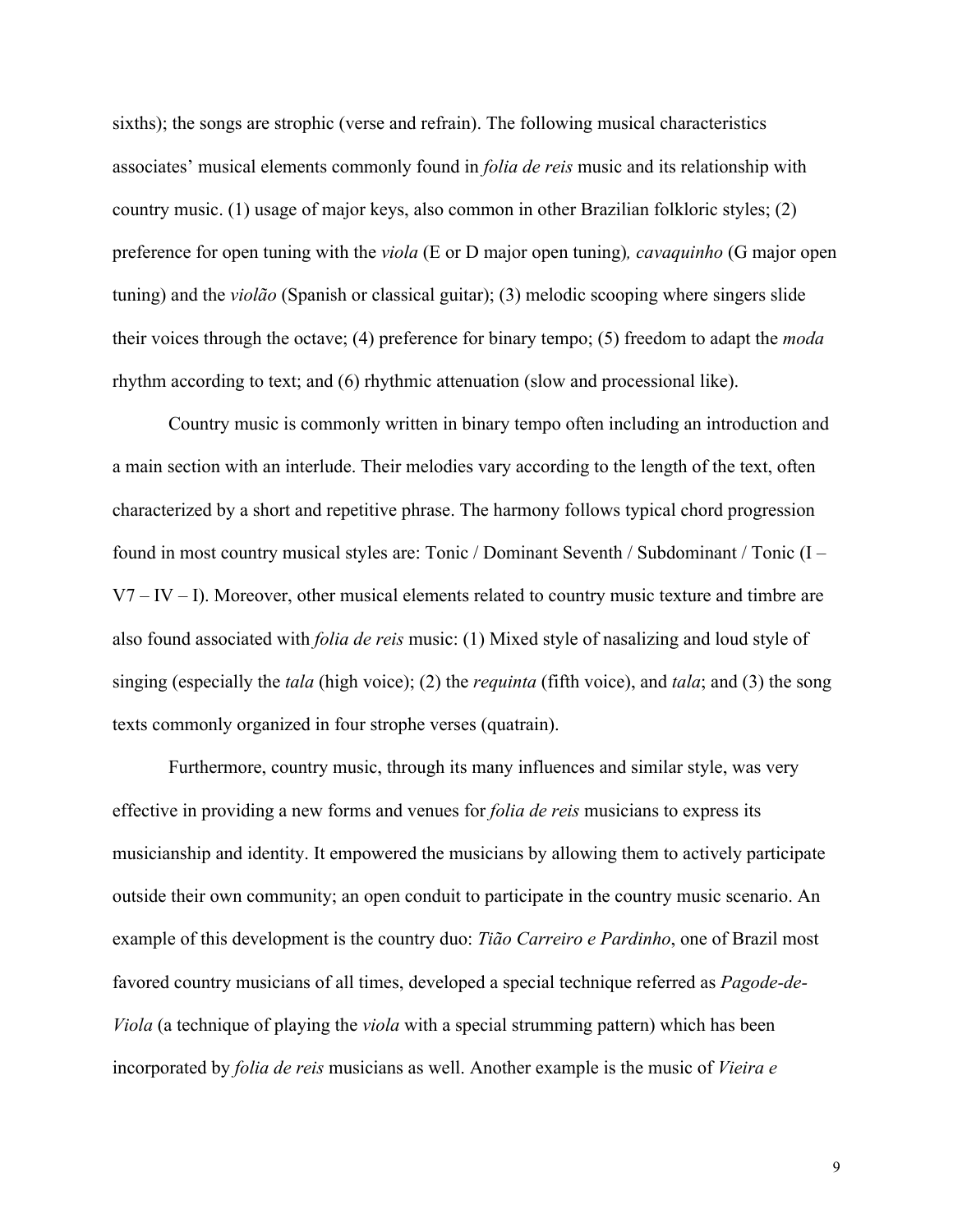sixths); the songs are strophic (verse and refrain). The following musical characteristics associates' musical elements commonly found in *folia de reis* music and its relationship with country music. (1) usage of major keys, also common in other Brazilian folkloric styles; (2) preference for open tuning with the *viola* (E or D major open tuning)*, cavaquinho* (G major open tuning) and the *violão* (Spanish or classical guitar); (3) melodic scooping where singers slide their voices through the octave; (4) preference for binary tempo; (5) freedom to adapt the *moda* rhythm according to text; and (6) rhythmic attenuation (slow and processional like).

Country music is commonly written in binary tempo often including an introduction and a main section with an interlude. Their melodies vary according to the length of the text, often characterized by a short and repetitive phrase. The harmony follows typical chord progression found in most country musical styles are: Tonic / Dominant Seventh / Subdominant / Tonic (I – V7 – IV – I). Moreover, other musical elements related to country music texture and timbre are also found associated with *folia de reis* music: (1) Mixed style of nasalizing and loud style of singing (especially the *tala* (high voice); (2) the *requinta* (fifth voice), and *tala*; and (3) the song texts commonly organized in four strophe verses (quatrain).

Furthermore, country music, through its many influences and similar style, was very effective in providing a new forms and venues for *folia de reis* musicians to express its musicianship and identity. It empowered the musicians by allowing them to actively participate outside their own community; an open conduit to participate in the country music scenario. An example of this development is the country duo: *Tião Carreiro e Pardinho*, one of Brazil most favored country musicians of all times, developed a special technique referred as *Pagode-de-Viola* (a technique of playing the *viola* with a special strumming pattern) which has been incorporated by *folia de reis* musicians as well. Another example is the music of *Vieira e*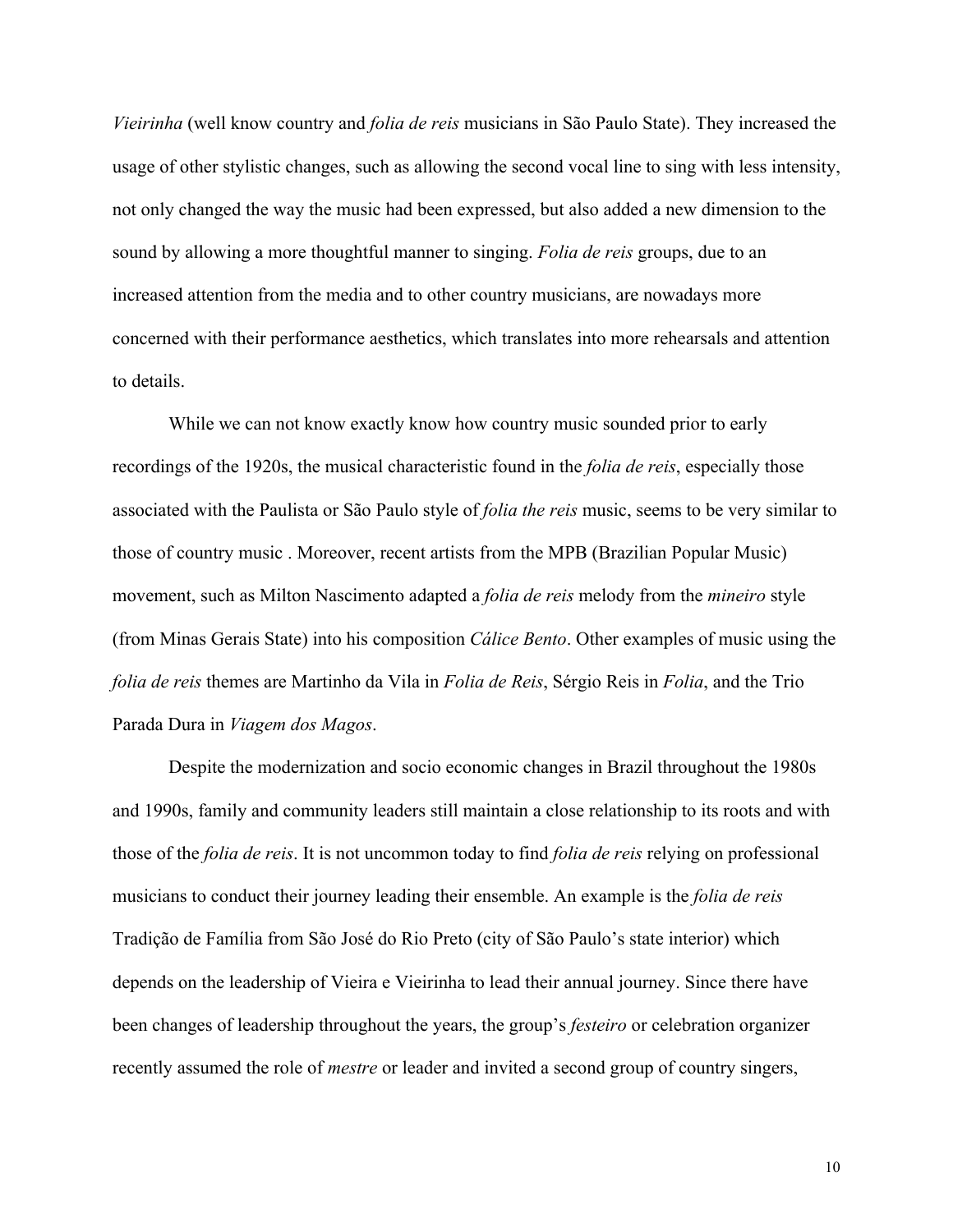*Vieirinha* (well know country and *folia de reis* musicians in São Paulo State). They increased the usage of other stylistic changes, such as allowing the second vocal line to sing with less intensity, not only changed the way the music had been expressed, but also added a new dimension to the sound by allowing a more thoughtful manner to singing. *Folia de reis* groups, due to an increased attention from the media and to other country musicians, are nowadays more concerned with their performance aesthetics, which translates into more rehearsals and attention to details.

While we can not know exactly know how country music sounded prior to early recordings of the 1920s, the musical characteristic found in the *folia de reis*, especially those associated with the Paulista or São Paulo style of *folia the reis* music, seems to be very similar to those of country music . Moreover, recent artists from the MPB (Brazilian Popular Music) movement, such as Milton Nascimento adapted a *folia de reis* melody from the *mineiro* style (from Minas Gerais State) into his composition *Cálice Bento*. Other examples of music using the *folia de reis* themes are Martinho da Vila in *Folia de Reis*, Sérgio Reis in *Folia*, and the Trio Parada Dura in *Viagem dos Magos*.

Despite the modernization and socio economic changes in Brazil throughout the 1980s and 1990s, family and community leaders still maintain a close relationship to its roots and with those of the *folia de reis*. It is not uncommon today to find *folia de reis* relying on professional musicians to conduct their journey leading their ensemble. An example is the *folia de reis* Tradição de Família from São José do Rio Preto (city of São Paulo's state interior) which depends on the leadership of Vieira e Vieirinha to lead their annual journey. Since there have been changes of leadership throughout the years, the group's *festeiro* or celebration organizer recently assumed the role of *mestre* or leader and invited a second group of country singers,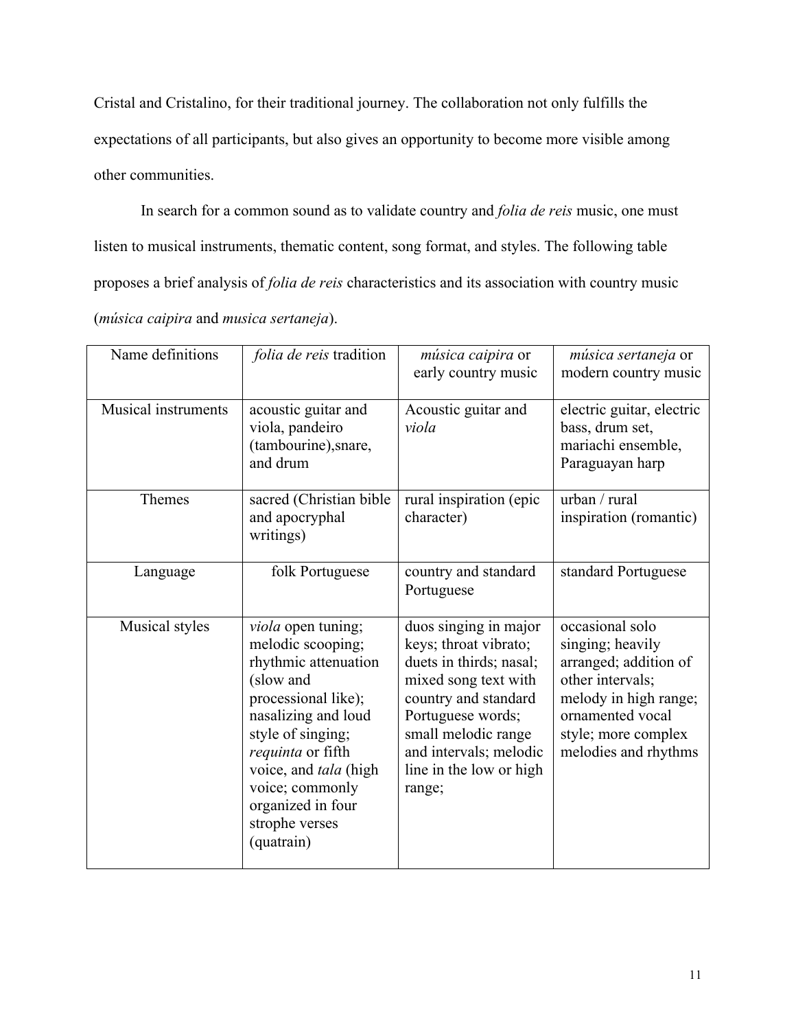Cristal and Cristalino, for their traditional journey. The collaboration not only fulfills the expectations of all participants, but also gives an opportunity to become more visible among other communities.

In search for a common sound as to validate country and *folia de reis* music, one must listen to musical instruments, thematic content, song format, and styles. The following table proposes a brief analysis of *folia de reis* characteristics and its association with country music (*música caipira* and *musica sertaneja*).

| Name definitions | *folia de reis* tradition | *música caipira* or early country music | *música sertaneja* or modern country music |
|---|---|---|---|
| Musical instruments | acoustic guitar and viola, pandeiro (tambourine),snare, and drum | Acoustic guitar and *viola* | electric guitar, electric bass, drum set, mariachi ensemble, Paraguayan harp |
| Themes | sacred (Christian bible and apocryphal writings) | rural inspiration (epic character) | urban / rural inspiration (romantic) |
| Language | folk Portuguese | country and standard Portuguese | standard Portuguese |
| Musical styles | *viola* open tuning; melodic scooping; rhythmic attenuation (slow and processional like); nasalizing and loud style of singing; *requinta* or fifth voice, and *tala* (high voice; commonly organized in four strophe verses (quatrain) | duos singing in major keys; throat vibrato; duets in thirds; nasal; mixed song text with country and standard Portuguese words; small melodic range and intervals; melodic line in the low or high range; | occasional solo singing; heavily arranged; addition of other intervals; melody in high range; ornamented vocal style; more complex melodies and rhythms |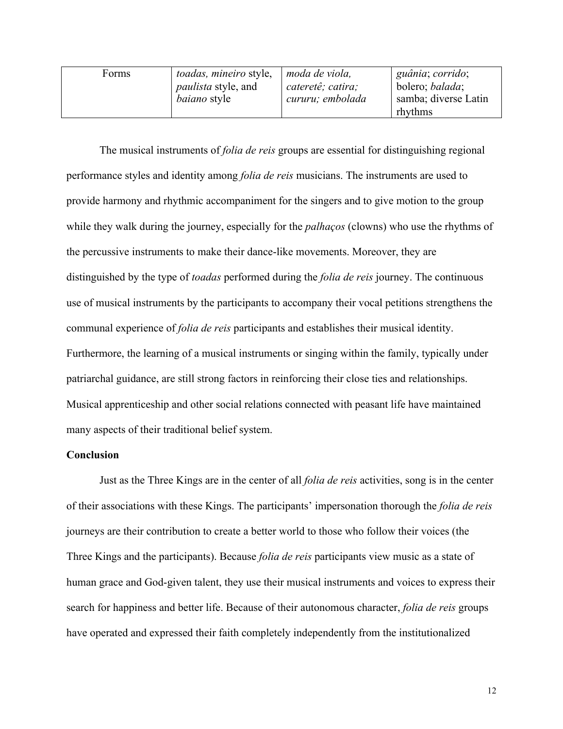| Forms | *toadas, mineiro* style, *paulista* style, and *baiano* style | *moda de viola, cateretê; catira; cururu; embolada* | *guânia*; *corrido*; bolero; *balada*; samba; diverse Latin rhythms |
|---|---|---|---|

The musical instruments of *folia de reis* groups are essential for distinguishing regional performance styles and identity among *folia de reis* musicians. The instruments are used to provide harmony and rhythmic accompaniment for the singers and to give motion to the group while they walk during the journey, especially for the *palhaços* (clowns) who use the rhythms of the percussive instruments to make their dance-like movements. Moreover, they are distinguished by the type of *toadas* performed during the *folia de reis* journey. The continuous use of musical instruments by the participants to accompany their vocal petitions strengthens the communal experience of *folia de reis* participants and establishes their musical identity. Furthermore, the learning of a musical instruments or singing within the family, typically under patriarchal guidance, are still strong factors in reinforcing their close ties and relationships. Musical apprenticeship and other social relations connected with peasant life have maintained many aspects of their traditional belief system.

**Conclusion**

Just as the Three Kings are in the center of all *folia de reis* activities, song is in the center of their associations with these Kings. The participants' impersonation thorough the *folia de reis* journeys are their contribution to create a better world to those who follow their voices (the Three Kings and the participants). Because *folia de reis* participants view music as a state of human grace and God-given talent, they use their musical instruments and voices to express their search for happiness and better life. Because of their autonomous character, *folia de reis* groups have operated and expressed their faith completely independently from the institutionalized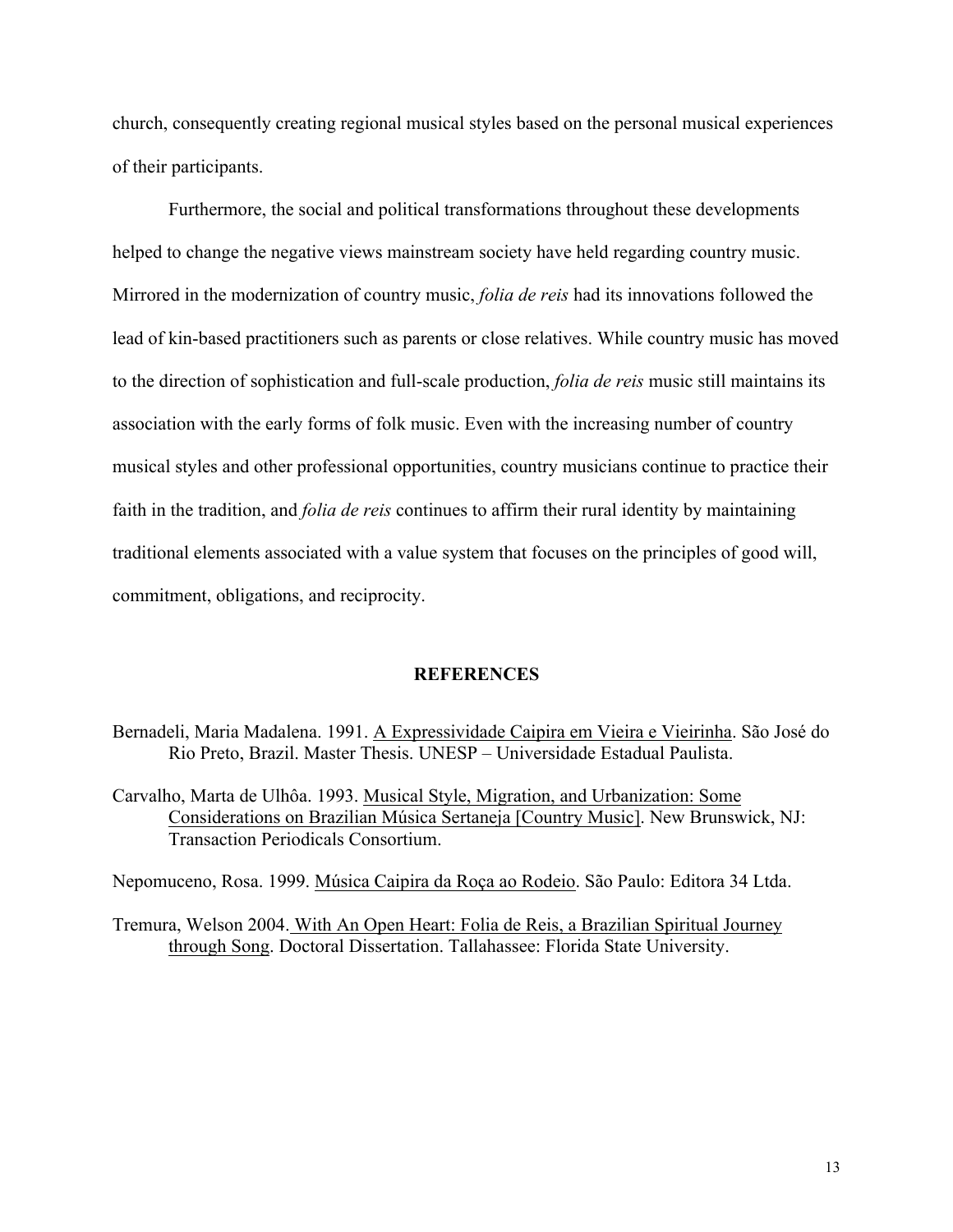church, consequently creating regional musical styles based on the personal musical experiences of their participants.

Furthermore, the social and political transformations throughout these developments helped to change the negative views mainstream society have held regarding country music. Mirrored in the modernization of country music, *folia de reis* had its innovations followed the lead of kin-based practitioners such as parents or close relatives. While country music has moved to the direction of sophistication and full-scale production, *folia de reis* music still maintains its association with the early forms of folk music. Even with the increasing number of country musical styles and other professional opportunities, country musicians continue to practice their faith in the tradition, and *folia de reis* continues to affirm their rural identity by maintaining traditional elements associated with a value system that focuses on the principles of good will, commitment, obligations, and reciprocity.

## REFERENCES

Bernadeli, Maria Madalena. 1991. <u>A Expressividade Caipira em Vieira e Vieirinha</u>. São José do Rio Preto, Brazil. Master Thesis. UNESP – Universidade Estadual Paulista.

Carvalho, Marta de Ulhôa. 1993. <u>Musical Style, Migration, and Urbanization: Some Considerations on Brazilian Música Sertaneja [Country Music]</u>. New Brunswick, NJ: Transaction Periodicals Consortium.

Nepomuceno, Rosa. 1999. <u>Música Caipira da Roça ao Rodeio</u>. São Paulo: Editora 34 Ltda.

Tremura, Welson 2004. <u>With An Open Heart: Folia de Reis, a Brazilian Spiritual Journey through Song</u>. Doctoral Dissertation. Tallahassee: Florida State University.